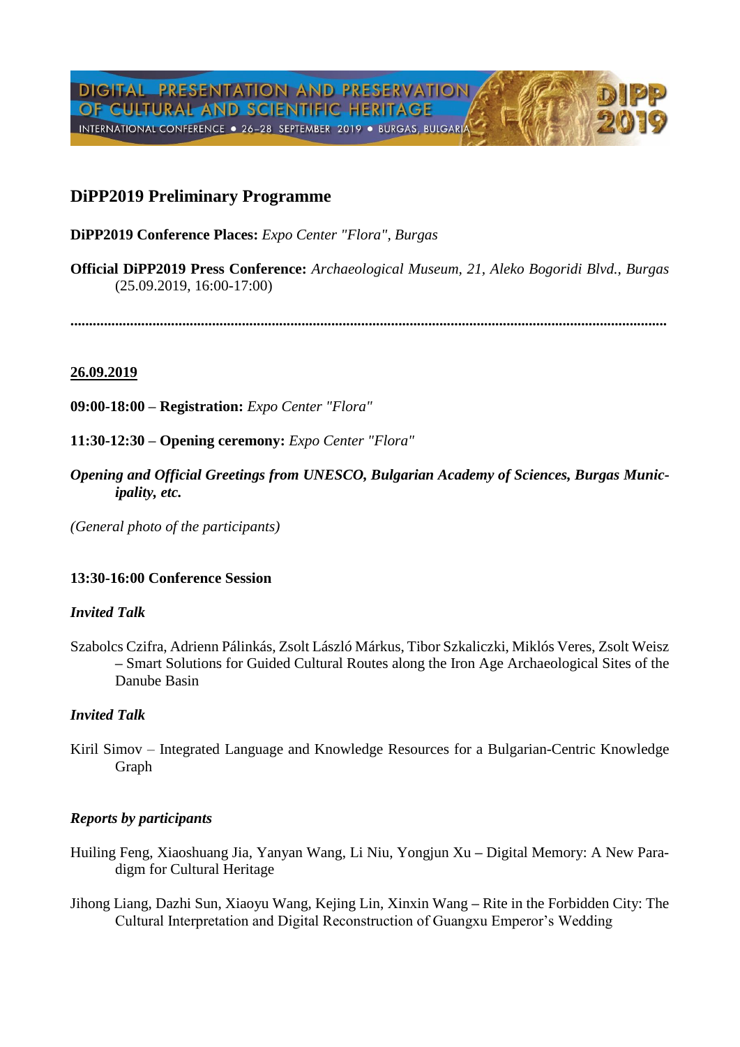DIGITAL PRESENTATION AND PRESERVATION OF CULTURAL AND SCIENTIFIC HERITAGE
INTERNATIONAL CONFERENCE • 26–28 SEPTEMBER 2019 • BURGAS, BULGARIA
DiPP 2019

## DiPP2019 Preliminary Programme

**DiPP2019 Conference Places:** *Expo Center "Flora", Burgas*

**Official DiPP2019 Press Conference:** *Archaeological Museum, 21, Aleko Bogoridi Blvd., Burgas* (25.09.2019, 16:00-17:00)

**..............................................................................................................................................**

### 26.09.2019

**09:00-18:00 – Registration:** *Expo Center "Flora"*

**11:30-12:30 – Opening ceremony:** *Expo Center "Flora"*

***Opening and Official Greetings from UNESCO, Bulgarian Academy of Sciences, Burgas Municipality, etc.***

*(General photo of the participants)*

**13:30-16:00 Conference Session**

***Invited Talk***

Szabolcs Czifra, Adrienn Pálinkás, Zsolt László Márkus, Tibor Szkaliczki, Miklós Veres, Zsolt Weisz – Smart Solutions for Guided Cultural Routes along the Iron Age Archaeological Sites of the Danube Basin

***Invited Talk***

Kiril Simov – Integrated Language and Knowledge Resources for a Bulgarian-Centric Knowledge Graph

***Reports by participants***

Huiling Feng, Xiaoshuang Jia, Yanyan Wang, Li Niu, Yongjun Xu – Digital Memory: A New Paradigm for Cultural Heritage

Jihong Liang, Dazhi Sun, Xiaoyu Wang, Kejing Lin, Xinxin Wang – Rite in the Forbidden City: The Cultural Interpretation and Digital Reconstruction of Guangxu Emperor's Wedding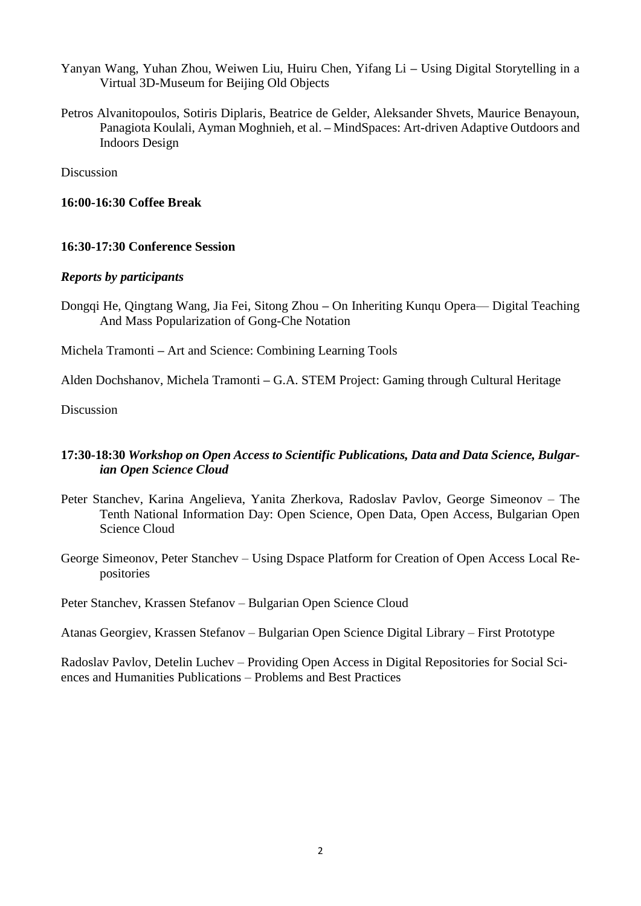Yanyan Wang, Yuhan Zhou, Weiwen Liu, Huiru Chen, Yifang Li – Using Digital Storytelling in a Virtual 3D-Museum for Beijing Old Objects

Petros Alvanitopoulos, Sotiris Diplaris, Beatrice de Gelder, Aleksander Shvets, Maurice Benayoun, Panagiota Koulali, Ayman Moghnieh, et al. – MindSpaces: Art-driven Adaptive Outdoors and Indoors Design

Discussion

**16:00-16:30 Coffee Break**

**16:30-17:30 Conference Session**

***Reports by participants***

Dongqi He, Qingtang Wang, Jia Fei, Sitong Zhou – On Inheriting Kunqu Opera— Digital Teaching And Mass Popularization of Gong-Che Notation

Michela Tramonti – Art and Science: Combining Learning Tools

Alden Dochshanov, Michela Tramonti – G.A. STEM Project: Gaming through Cultural Heritage

Discussion

**17:30-18:30** ***Workshop on Open Access to Scientific Publications, Data and Data Science, Bulgarian Open Science Cloud***

Peter Stanchev, Karina Angelieva, Yanita Zherkova, Radoslav Pavlov, George Simeonov – The Tenth National Information Day: Open Science, Open Data, Open Access, Bulgarian Open Science Cloud

George Simeonov, Peter Stanchev – Using Dspace Platform for Creation of Open Access Local Repositories

Peter Stanchev, Krassen Stefanov – Bulgarian Open Science Cloud

Atanas Georgiev, Krassen Stefanov – Bulgarian Open Science Digital Library – First Prototype

Radoslav Pavlov, Detelin Luchev – Providing Open Access in Digital Repositories for Social Sciences and Humanities Publications – Problems and Best Practices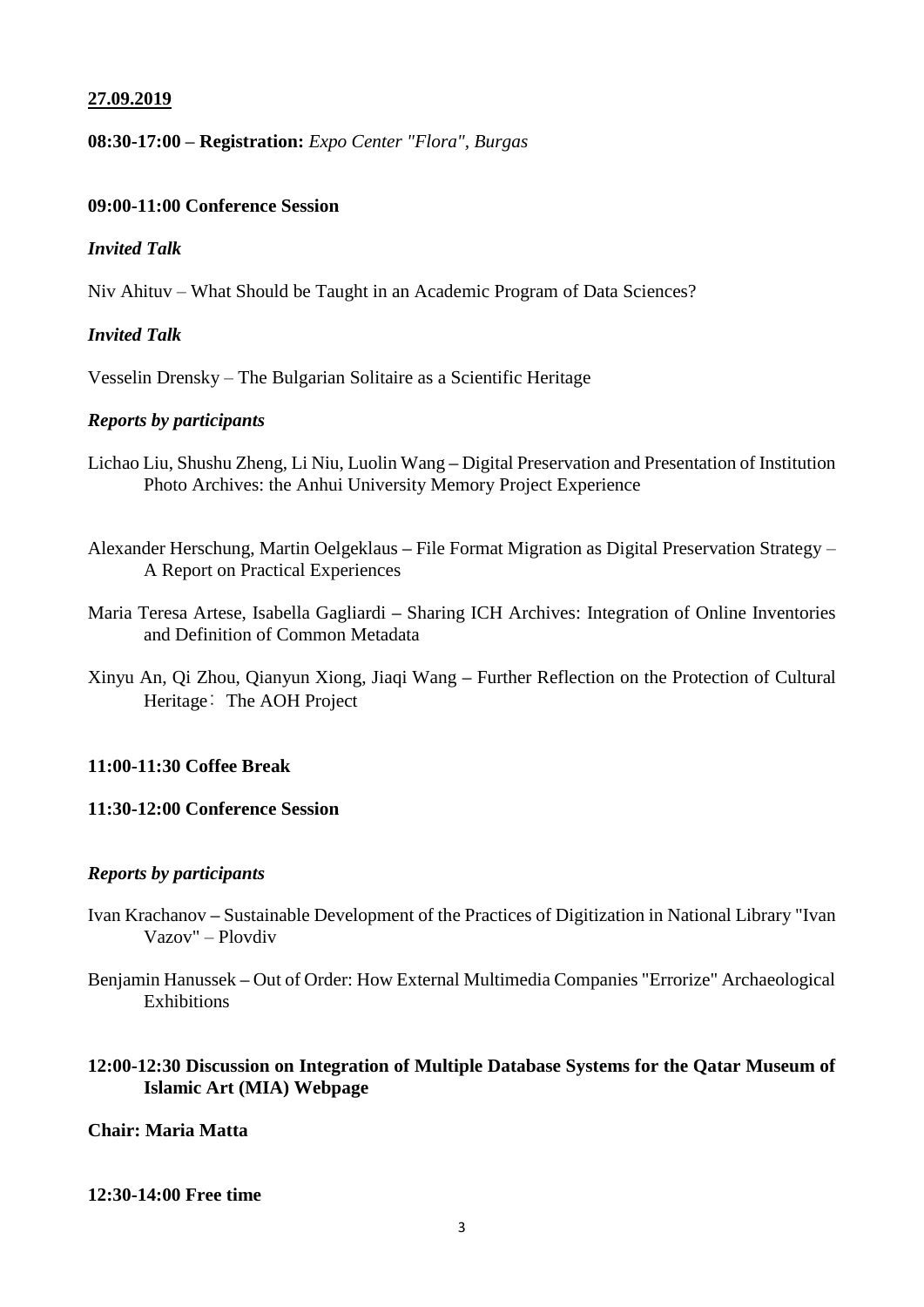**27.09.2019**

**08:30-17:00 – Registration:** *Expo Center "Flora", Burgas*

**09:00-11:00 Conference Session**

***Invited Talk***

Niv Ahituv – What Should be Taught in an Academic Program of Data Sciences?

***Invited Talk***

Vesselin Drensky – The Bulgarian Solitaire as a Scientific Heritage

***Reports by participants***

Lichao Liu, Shushu Zheng, Li Niu, Luolin Wang – Digital Preservation and Presentation of Institution Photo Archives: the Anhui University Memory Project Experience

Alexander Herschung, Martin Oelgeklaus – File Format Migration as Digital Preservation Strategy – A Report on Practical Experiences

Maria Teresa Artese, Isabella Gagliardi – Sharing ICH Archives: Integration of Online Inventories and Definition of Common Metadata

Xinyu An, Qi Zhou, Qianyun Xiong, Jiaqi Wang – Further Reflection on the Protection of Cultural Heritage： The AOH Project

**11:00-11:30 Coffee Break**

**11:30-12:00 Conference Session**

***Reports by participants***

Ivan Krachanov – Sustainable Development of the Practices of Digitization in National Library "Ivan Vazov" – Plovdiv

Benjamin Hanussek – Out of Order: How External Multimedia Companies "Errorize" Archaeological Exhibitions

**12:00-12:30 Discussion on Integration of Multiple Database Systems for the Qatar Museum of Islamic Art (MIA) Webpage**

**Chair: Maria Matta**

**12:30-14:00 Free time**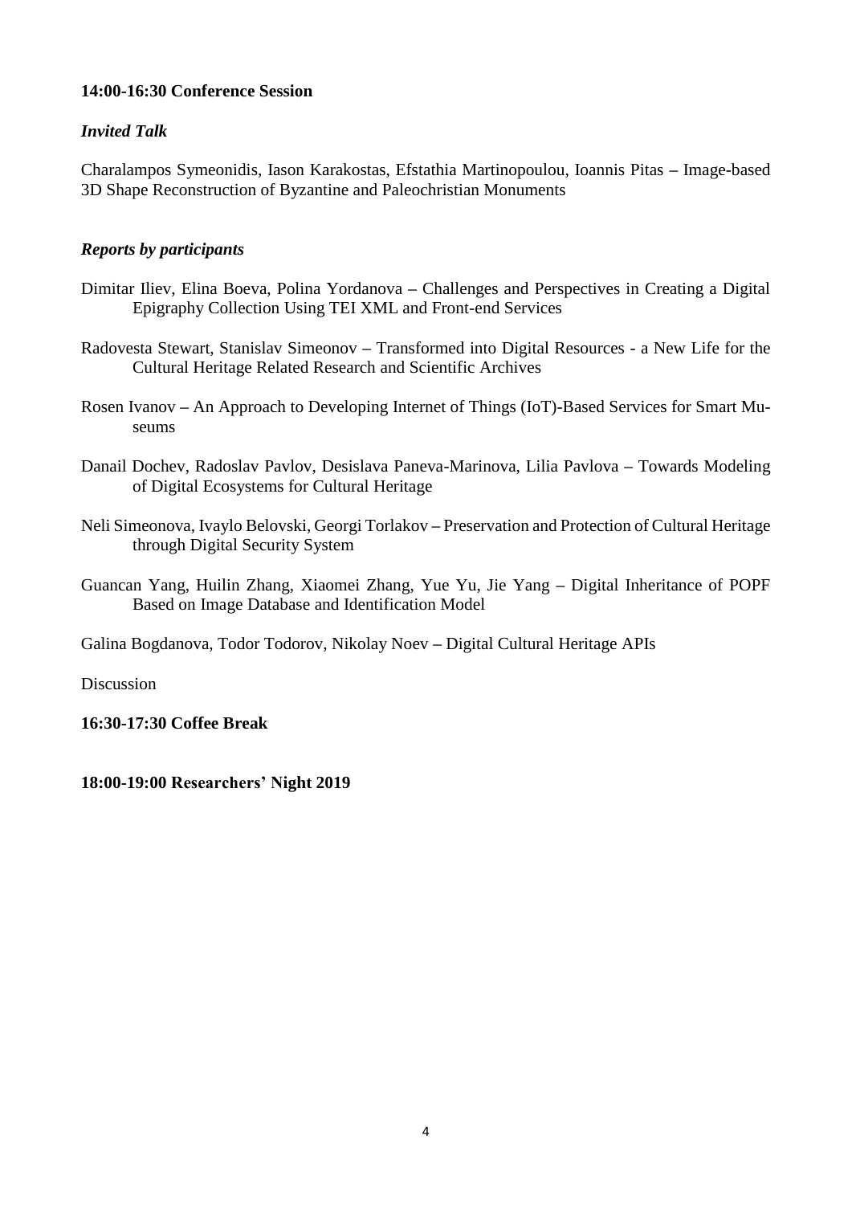**14:00-16:30 Conference Session**

***Invited Talk***

Charalampos Symeonidis, Iason Karakostas, Efstathia Martinopoulou, Ioannis Pitas – Image-based 3D Shape Reconstruction of Byzantine and Paleochristian Monuments

***Reports by participants***

Dimitar Iliev, Elina Boeva, Polina Yordanova – Challenges and Perspectives in Creating a Digital Epigraphy Collection Using TEI XML and Front-end Services

Radovesta Stewart, Stanislav Simeonov – Transformed into Digital Resources - a New Life for the Cultural Heritage Related Research and Scientific Archives

Rosen Ivanov – An Approach to Developing Internet of Things (IoT)-Based Services for Smart Museums

Danail Dochev, Radoslav Pavlov, Desislava Paneva-Marinova, Lilia Pavlova – Towards Modeling of Digital Ecosystems for Cultural Heritage

Neli Simeonova, Ivaylo Belovski, Georgi Torlakov – Preservation and Protection of Cultural Heritage through Digital Security System

Guancan Yang, Huilin Zhang, Xiaomei Zhang, Yue Yu, Jie Yang – Digital Inheritance of POPF Based on Image Database and Identification Model

Galina Bogdanova, Todor Todorov, Nikolay Noev – Digital Cultural Heritage APIs

Discussion

**16:30-17:30 Coffee Break**

**18:00-19:00 Researchers' Night 2019**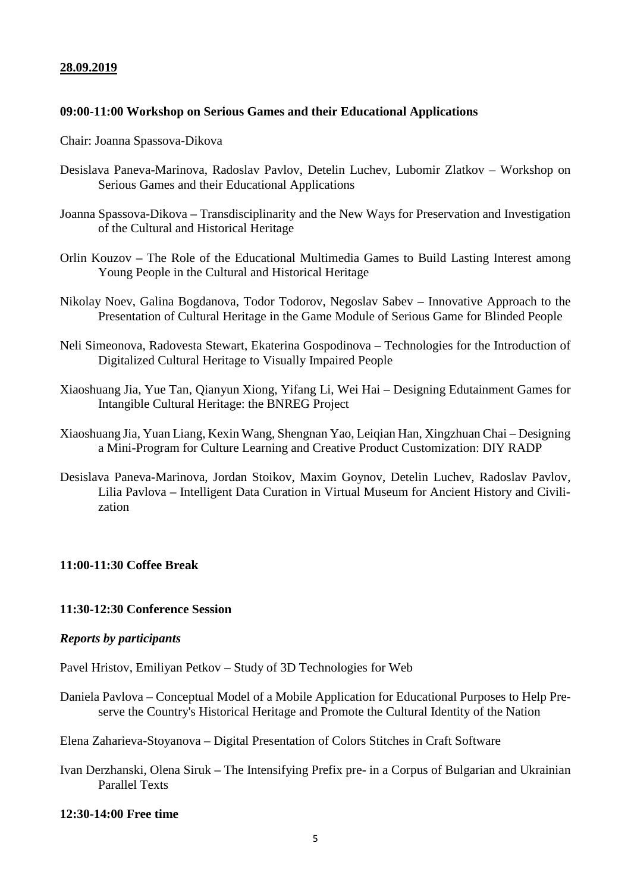**28.09.2019**

**09:00-11:00 Workshop on Serious Games and their Educational Applications**

Chair: Joanna Spassova-Dikova

Desislava Paneva-Marinova, Radoslav Pavlov, Detelin Luchev, Lubomir Zlatkov – Workshop on Serious Games and their Educational Applications

Joanna Spassova-Dikova – Transdisciplinarity and the New Ways for Preservation and Investigation of the Cultural and Historical Heritage

Orlin Kouzov – The Role of the Educational Multimedia Games to Build Lasting Interest among Young People in the Cultural and Historical Heritage

Nikolay Noev, Galina Bogdanova, Todor Todorov, Negoslav Sabev – Innovative Approach to the Presentation of Cultural Heritage in the Game Module of Serious Game for Blinded People

Neli Simeonova, Radovesta Stewart, Ekaterina Gospodinova – Technologies for the Introduction of Digitalized Cultural Heritage to Visually Impaired People

Xiaoshuang Jia, Yue Tan, Qianyun Xiong, Yifang Li, Wei Hai – Designing Edutainment Games for Intangible Cultural Heritage: the BNREG Project

Xiaoshuang Jia, Yuan Liang, Kexin Wang, Shengnan Yao, Leiqian Han, Xingzhuan Chai – Designing a Mini-Program for Culture Learning and Creative Product Customization: DIY RADP

Desislava Paneva-Marinova, Jordan Stoikov, Maxim Goynov, Detelin Luchev, Radoslav Pavlov, Lilia Pavlova – Intelligent Data Curation in Virtual Museum for Ancient History and Civilization

**11:00-11:30 Coffee Break**

**11:30-12:30 Conference Session**

***Reports by participants***

Pavel Hristov, Emiliyan Petkov – Study of 3D Technologies for Web

Daniela Pavlova – Conceptual Model of a Mobile Application for Educational Purposes to Help Preserve the Country's Historical Heritage and Promote the Cultural Identity of the Nation

Elena Zaharieva-Stoyanova – Digital Presentation of Colors Stitches in Craft Software

Ivan Derzhanski, Olena Siruk – The Intensifying Prefix pre- in a Corpus of Bulgarian and Ukrainian Parallel Texts

**12:30-14:00 Free time**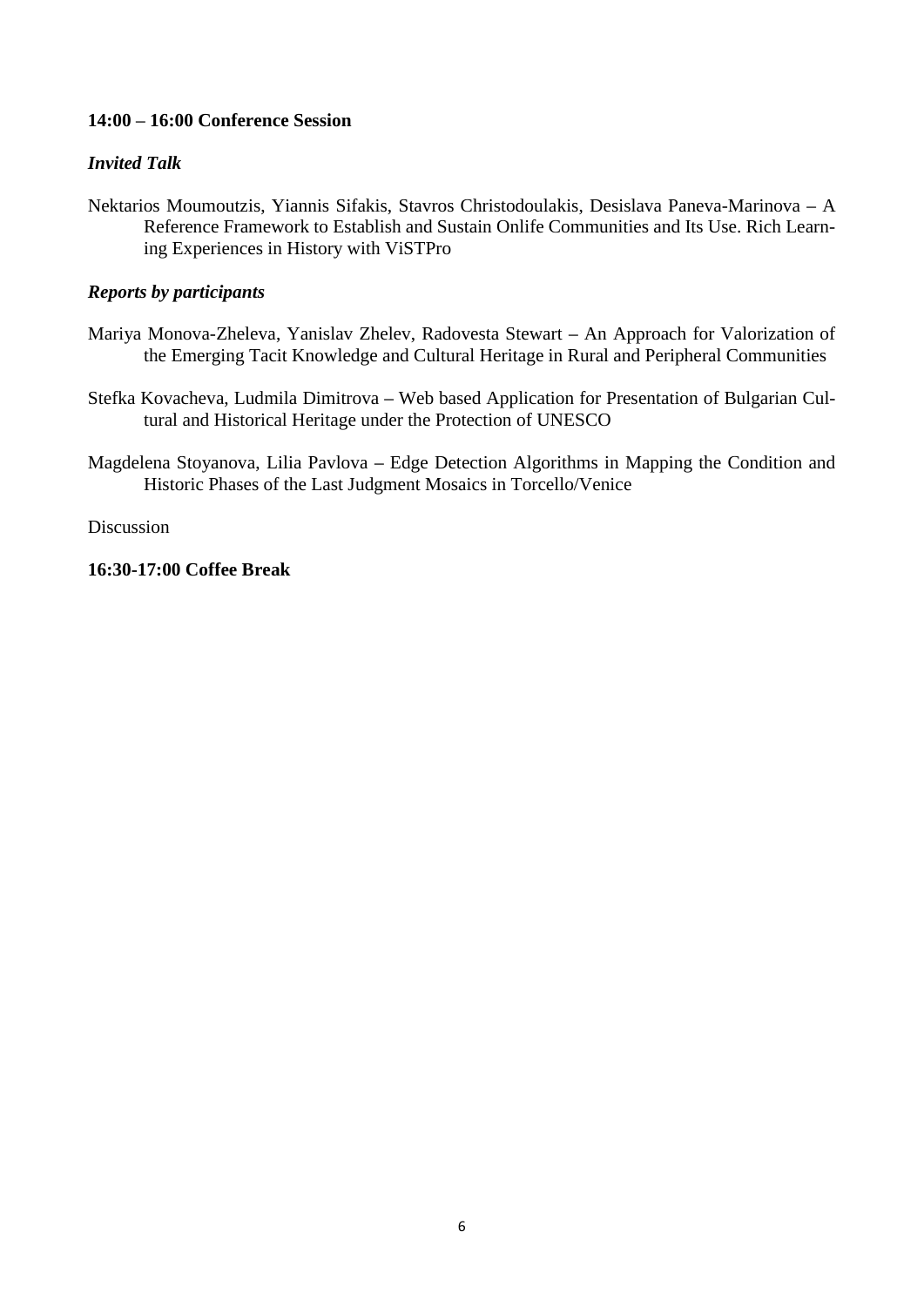**14:00 – 16:00 Conference Session**

***Invited Talk***

Nektarios Moumoutzis, Yiannis Sifakis, Stavros Christodoulakis, Desislava Paneva-Marinova – A Reference Framework to Establish and Sustain Onlife Communities and Its Use. Rich Learning Experiences in History with ViSTPro

***Reports by participants***

Mariya Monova-Zheleva, Yanislav Zhelev, Radovesta Stewart – An Approach for Valorization of the Emerging Tacit Knowledge and Cultural Heritage in Rural and Peripheral Communities

Stefka Kovacheva, Ludmila Dimitrova – Web based Application for Presentation of Bulgarian Cultural and Historical Heritage under the Protection of UNESCO

Magdelena Stoyanova, Lilia Pavlova – Edge Detection Algorithms in Mapping the Condition and Historic Phases of the Last Judgment Mosaics in Torcello/Venice

Discussion

**16:30-17:00 Coffee Break**